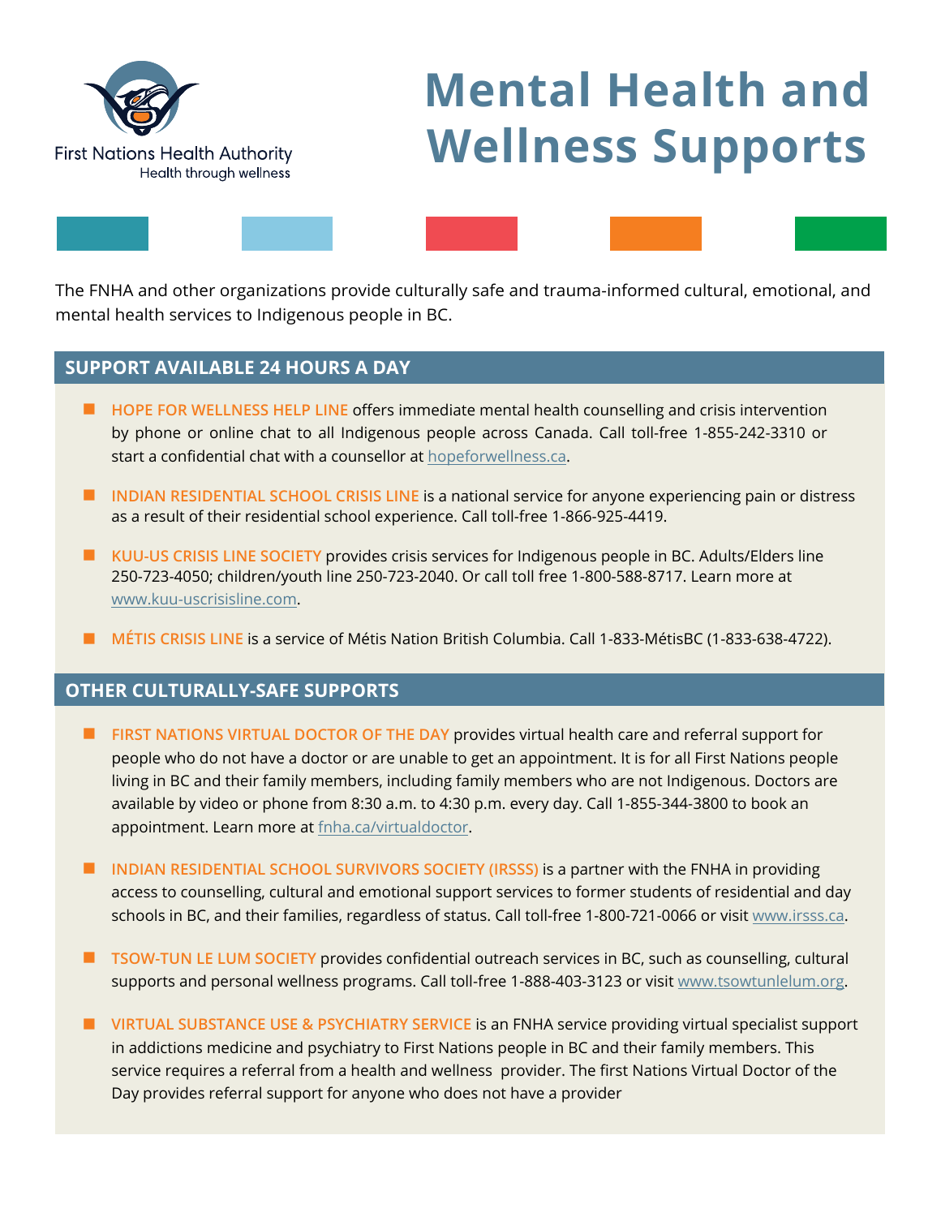First Nations Health Authority
Health through wellness

# Mental Health and Wellness Supports

The FNHA and other organizations provide culturally safe and trauma-informed cultural, emotional, and mental health services to Indigenous people in BC.

## SUPPORT AVAILABLE 24 HOURS A DAY

- **HOPE FOR WELLNESS HELP LINE** offers immediate mental health counselling and crisis intervention by phone or online chat to all Indigenous people across Canada. Call toll-free 1-855-242-3310 or start a confidential chat with a counsellor at hopeforwellness.ca.

- **INDIAN RESIDENTIAL SCHOOL CRISIS LINE** is a national service for anyone experiencing pain or distress as a result of their residential school experience. Call toll-free 1-866-925-4419.

- **KUU-US CRISIS LINE SOCIETY** provides crisis services for Indigenous people in BC. Adults/Elders line 250-723-4050; children/youth line 250-723-2040. Or call toll free 1-800-588-8717. Learn more at www.kuu-uscrisisline.com.

- **MÉTIS CRISIS LINE** is a service of Métis Nation British Columbia. Call 1-833-MétisBC (1-833-638-4722).

## OTHER CULTURALLY-SAFE SUPPORTS

- **FIRST NATIONS VIRTUAL DOCTOR OF THE DAY** provides virtual health care and referral support for people who do not have a doctor or are unable to get an appointment. It is for all First Nations people living in BC and their family members, including family members who are not Indigenous. Doctors are available by video or phone from 8:30 a.m. to 4:30 p.m. every day. Call 1-855-344-3800 to book an appointment. Learn more at fnha.ca/virtualdoctor.

- **INDIAN RESIDENTIAL SCHOOL SURVIVORS SOCIETY (IRSSS)** is a partner with the FNHA in providing access to counselling, cultural and emotional support services to former students of residential and day schools in BC, and their families, regardless of status. Call toll-free 1-800-721-0066 or visit www.irsss.ca.

- **TSOW-TUN LE LUM SOCIETY** provides confidential outreach services in BC, such as counselling, cultural supports and personal wellness programs. Call toll-free 1-888-403-3123 or visit www.tsowtunlelum.org.

- **VIRTUAL SUBSTANCE USE & PSYCHIATRY SERVICE** is an FNHA service providing virtual specialist support in addictions medicine and psychiatry to First Nations people in BC and their family members. This service requires a referral from a health and wellness provider. The first Nations Virtual Doctor of the Day provides referral support for anyone who does not have a provider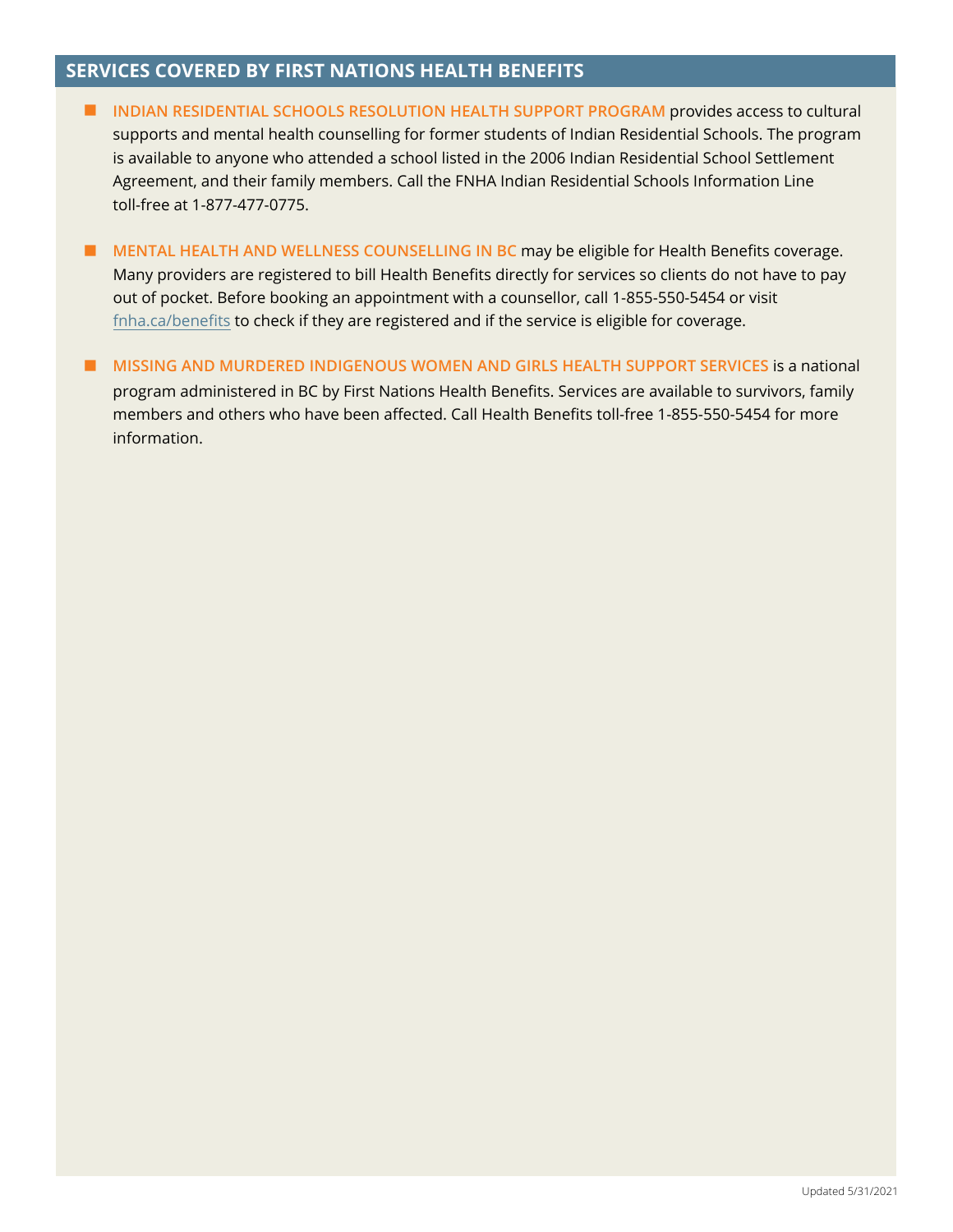## SERVICES COVERED BY FIRST NATIONS HEALTH BENEFITS

- **INDIAN RESIDENTIAL SCHOOLS RESOLUTION HEALTH SUPPORT PROGRAM** provides access to cultural supports and mental health counselling for former students of Indian Residential Schools. The program is available to anyone who attended a school listed in the 2006 Indian Residential School Settlement Agreement, and their family members. Call the FNHA Indian Residential Schools Information Line toll-free at 1-877-477-0775.

- **MENTAL HEALTH AND WELLNESS COUNSELLING IN BC** may be eligible for Health Benefits coverage. Many providers are registered to bill Health Benefits directly for services so clients do not have to pay out of pocket. Before booking an appointment with a counsellor, call 1-855-550-5454 or visit fnha.ca/benefits to check if they are registered and if the service is eligible for coverage.

- **MISSING AND MURDERED INDIGENOUS WOMEN AND GIRLS HEALTH SUPPORT SERVICES** is a national program administered in BC by First Nations Health Benefits. Services are available to survivors, family members and others who have been affected. Call Health Benefits toll-free 1-855-550-5454 for more information.

Updated 5/31/2021